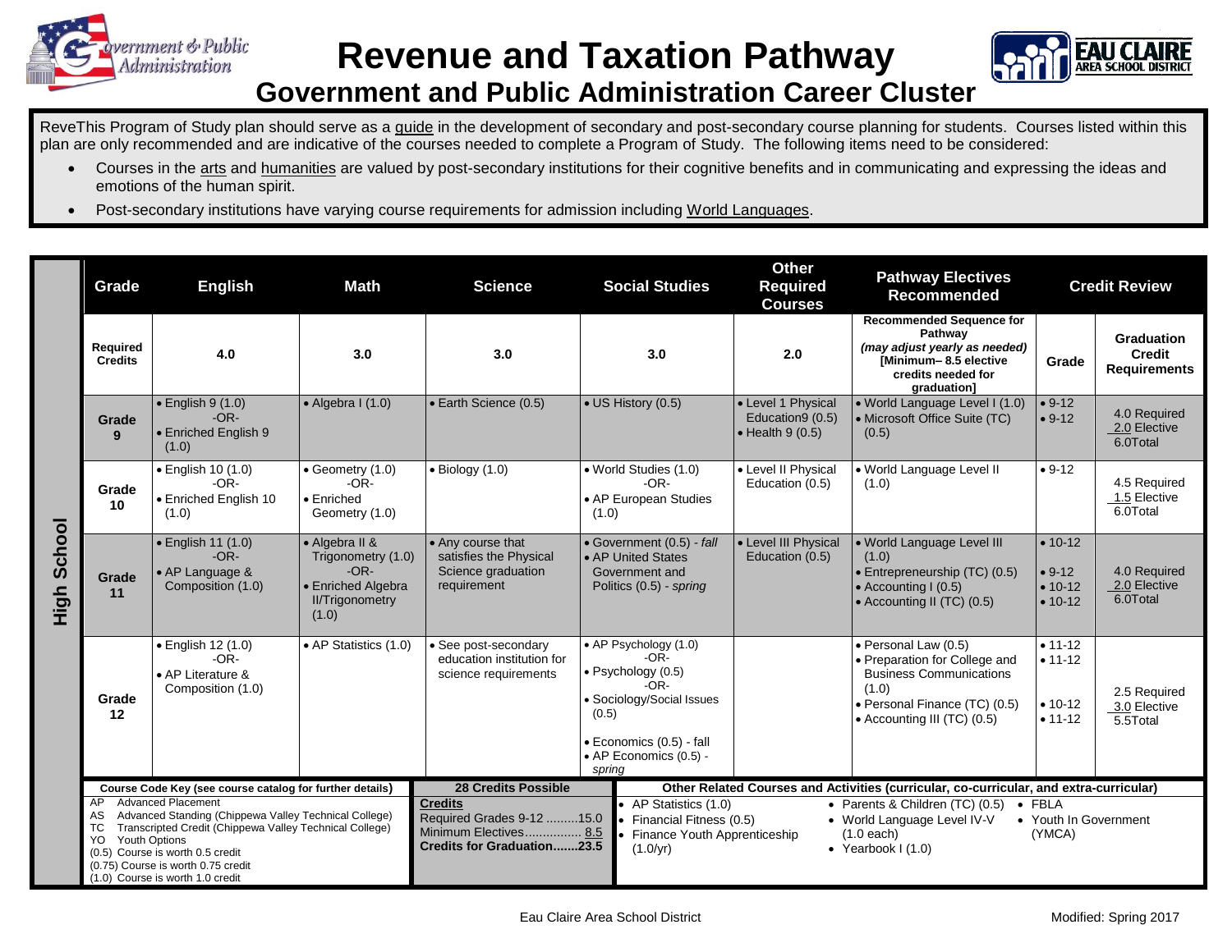# Revenue and Taxation Pathway

## Government and Public Administration Career Cluster

ReveThis Program of Study plan should serve as a guide in the development of secondary and post-secondary course planning for students. Courses listed within this plan are only recommended and are indicative of the courses needed to complete a Program of Study. The following items need to be considered:

- Courses in the arts and humanities are valued by post-secondary institutions for their cognitive benefits and in communicating and expressing the ideas and emotions of the human spirit.
- Post-secondary institutions have varying course requirements for admission including World Languages.

**High School**

| Grade | English | Math | Science | Social Studies | Other Required Courses | Pathway Electives Recommended | Credit Review | |
|---|---|---|---|---|---|---|---|---|
| Required Credits | 4.0 | 3.0 | 3.0 | 3.0 | 2.0 | Recommended Sequence for Pathway *(may adjust yearly as needed)* [Minimum– 8.5 elective credits needed for graduation] | Grade | Graduation Credit Requirements |
| Grade 9 | • English 9 (1.0) -OR- • Enriched English 9 (1.0) | • Algebra I (1.0) | • Earth Science (0.5) | • US History (0.5) | • Level 1 Physical Education9 (0.5) • Health 9 (0.5) | • World Language Level I (1.0) • Microsoft Office Suite (TC) (0.5) | • 9-12 • 9-12 | 4.0 Required 2.0 Elective 6.0Total |
| Grade 10 | • English 10 (1.0) -OR- • Enriched English 10 (1.0) | • Geometry (1.0) -OR- • Enriched Geometry (1.0) | • Biology (1.0) | • World Studies (1.0) -OR- • AP European Studies (1.0) | • Level II Physical Education (0.5) | • World Language Level II (1.0) | • 9-12 | 4.5 Required 1.5 Elective 6.0Total |
| Grade 11 | • English 11 (1.0) -OR- • AP Language & Composition (1.0) | • Algebra II & Trigonometry (1.0) -OR- • Enriched Algebra II/Trigonometry (1.0) | • Any course that satisfies the Physical Science graduation requirement | • Government (0.5) - *fall* • AP United States Government and Politics (0.5) - *spring* | • Level III Physical Education (0.5) | • World Language Level III (1.0) • Entrepreneurship (TC) (0.5) • Accounting I (0.5) • Accounting II (TC) (0.5) | • 10-12 • 9-12 • 10-12 • 10-12 | 4.0 Required 2.0 Elective 6.0Total |
| Grade 12 | • English 12 (1.0) -OR- • AP Literature & Composition (1.0) | • AP Statistics (1.0) | • See post-secondary education institution for science requirements | • AP Psychology (1.0) -OR- • Psychology (0.5) -OR- • Sociology/Social Issues (0.5) • Economics (0.5) - fall • AP Economics (0.5) - *spring* | | • Personal Law (0.5) • Preparation for College and Business Communications (1.0) • Personal Finance (TC) (0.5) • Accounting III (TC) (0.5) | • 11-12 • 11-12 • 10-12 • 11-12 | 2.5 Required 3.0 Elective 5.5Total |

**Course Code Key (see course catalog for further details)**

- AP Advanced Placement
- AS Advanced Standing (Chippewa Valley Technical College)
- TC Transcripted Credit (Chippewa Valley Technical College)
- YO Youth Options
- (0.5) Course is worth 0.5 credit
- (0.75) Course is worth 0.75 credit
- (1.0) Course is worth 1.0 credit

**28 Credits Possible**

**Credits**
Required Grades 9-12 .........15.0
Minimum Electives................ 8.5
**Credits for Graduation.......23.5**

**Other Related Courses and Activities (curricular, co-curricular, and extra-curricular)**

- AP Statistics (1.0)
- Financial Fitness (0.5)
- Finance Youth Apprenticeship (1.0/yr)
- Parents & Children (TC) (0.5)
- World Language Level IV-V (1.0 each)
- Yearbook I (1.0)
- FBLA
- Youth In Government (YMCA)

Eau Claire Area School District

Modified: Spring 2017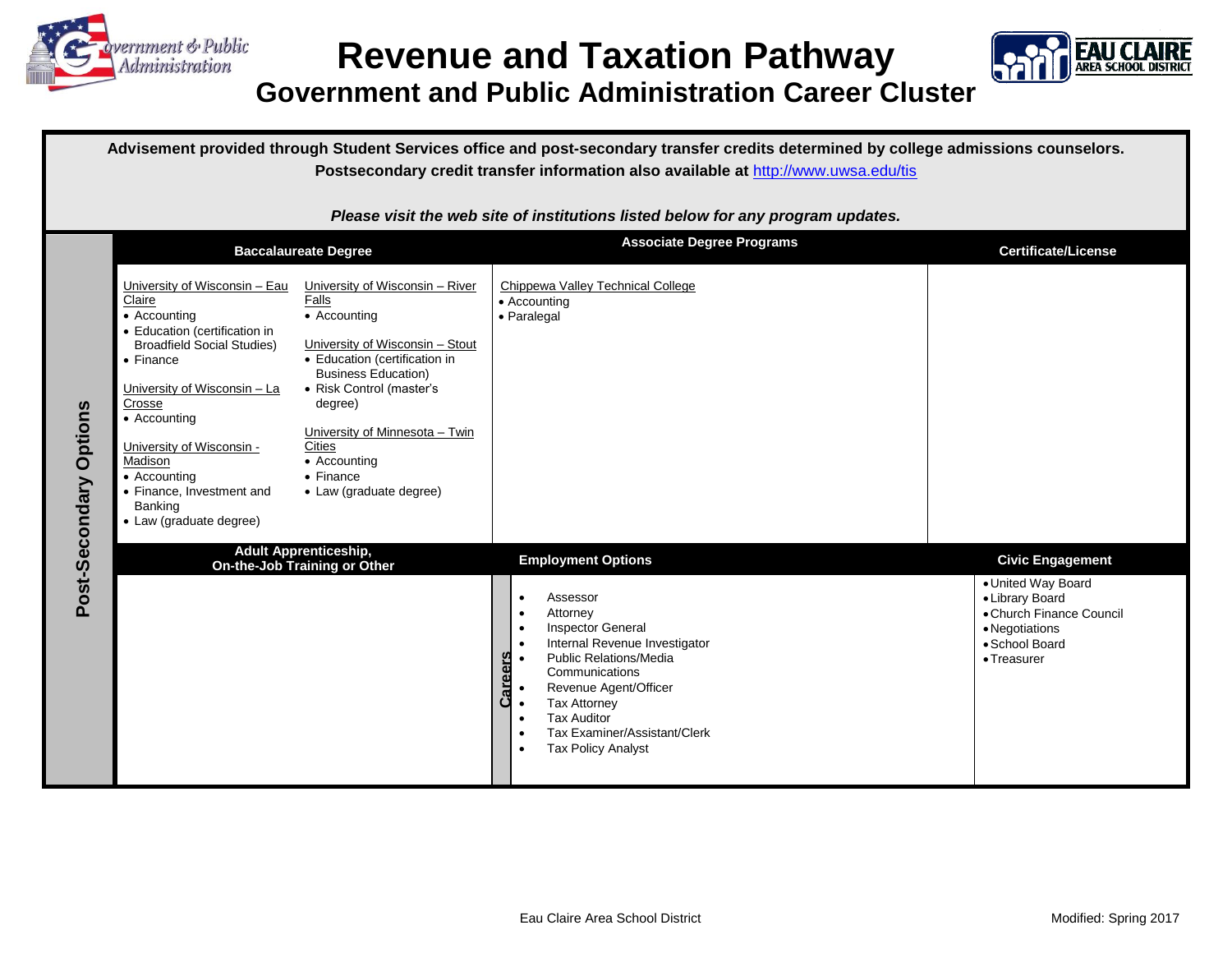# Revenue and Taxation Pathway

## Government and Public Administration Career Cluster

**Advisement provided through Student Services office and post-secondary transfer credits determined by college admissions counselors.**
**Postsecondary credit transfer information also available at http://www.uwsa.edu/tis**

***Please visit the web site of institutions listed below for any program updates.***

## Post-Secondary Options

| Baccalaureate Degree | Associate Degree Programs | Certificate/License |
|---|---|---|
| University of Wisconsin – Eau Claire<br>• Accounting<br>• Education (certification in Broadfield Social Studies)<br>• Finance<br><br>University of Wisconsin – La Crosse<br>• Accounting<br><br>University of Wisconsin - Madison<br>• Accounting<br>• Finance, Investment and Banking<br>• Law (graduate degree)<br><br>University of Wisconsin – River Falls<br>• Accounting<br><br>University of Wisconsin – Stout<br>• Education (certification in Business Education)<br>• Risk Control (master's degree)<br><br>University of Minnesota – Twin Cities<br>• Accounting<br>• Finance<br>• Law (graduate degree) | Chippewa Valley Technical College<br>• Accounting<br>• Paralegal | |

| Adult Apprenticeship, On-the-Job Training or Other | Employment Options | Civic Engagement |
|---|---|---|
| | **Careers**<br>• Assessor<br>• Attorney<br>• Inspector General<br>• Internal Revenue Investigator<br>• Public Relations/Media Communications<br>• Revenue Agent/Officer<br>• Tax Attorney<br>• Tax Auditor<br>• Tax Examiner/Assistant/Clerk<br>• Tax Policy Analyst | • United Way Board<br>• Library Board<br>• Church Finance Council<br>• Negotiations<br>• School Board<br>• Treasurer |

Eau Claire Area School District

Modified: Spring 2017